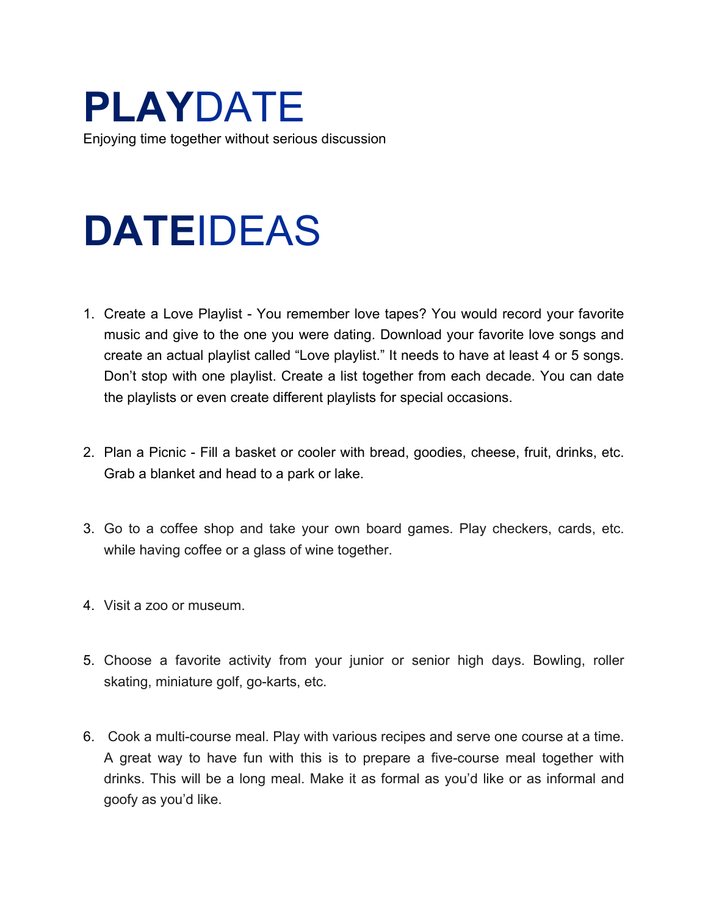# **PLAY**DATE

Enjoying time together without serious discussion

# **DATE**IDEAS

1. Create a Love Playlist - You remember love tapes? You would record your favorite music and give to the one you were dating. Download your favorite love songs and create an actual playlist called "Love playlist." It needs to have at least 4 or 5 songs. Don't stop with one playlist. Create a list together from each decade. You can date the playlists or even create different playlists for special occasions.

2. Plan a Picnic - Fill a basket or cooler with bread, goodies, cheese, fruit, drinks, etc. Grab a blanket and head to a park or lake.

3. Go to a coffee shop and take your own board games. Play checkers, cards, etc. while having coffee or a glass of wine together.

4. Visit a zoo or museum.

5. Choose a favorite activity from your junior or senior high days. Bowling, roller skating, miniature golf, go-karts, etc.

6. Cook a multi-course meal. Play with various recipes and serve one course at a time. A great way to have fun with this is to prepare a five-course meal together with drinks. This will be a long meal. Make it as formal as you'd like or as informal and goofy as you'd like.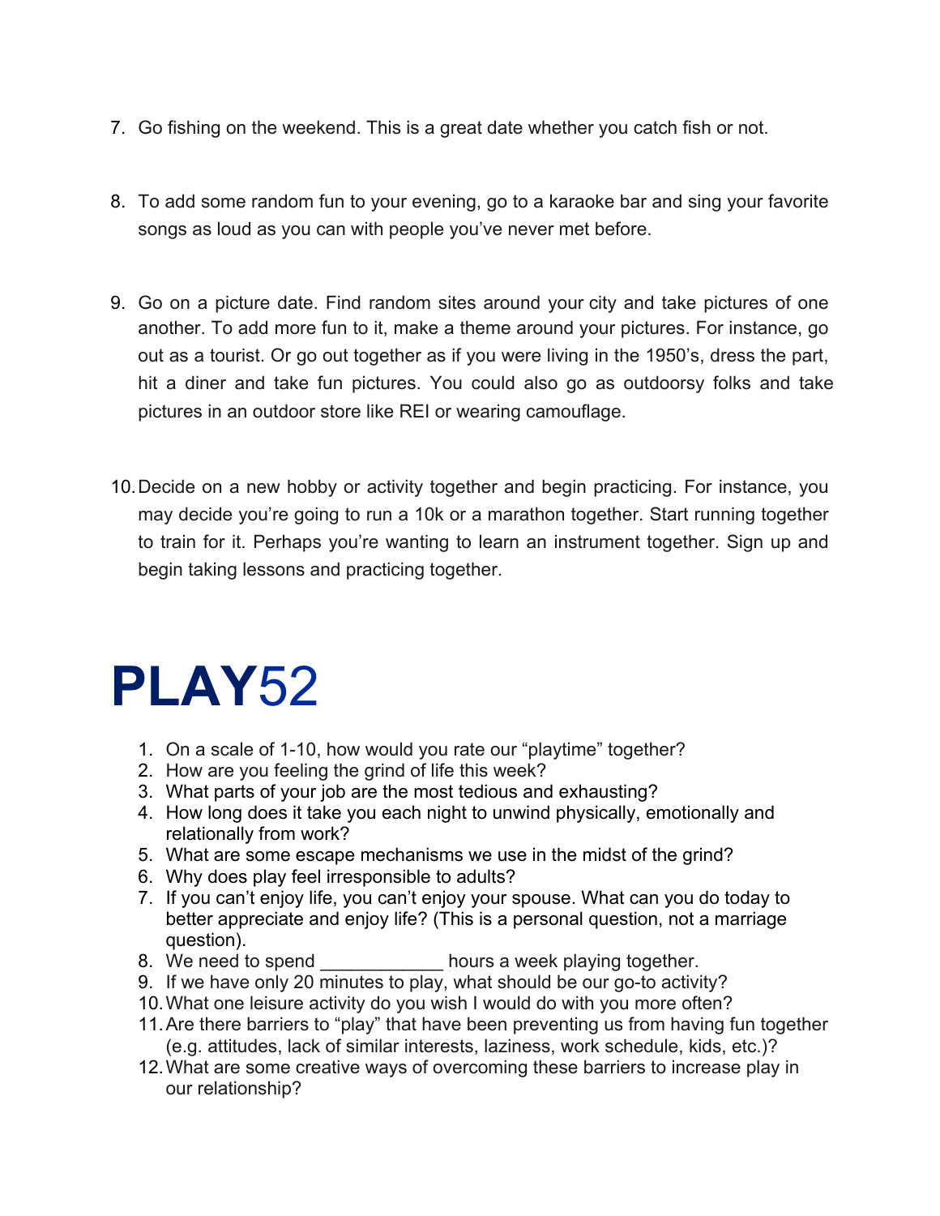7. Go fishing on the weekend. This is a great date whether you catch fish or not.

8. To add some random fun to your evening, go to a karaoke bar and sing your favorite songs as loud as you can with people you've never met before.

9. Go on a picture date. Find random sites around your city and take pictures of one another. To add more fun to it, make a theme around your pictures. For instance, go out as a tourist. Or go out together as if you were living in the 1950's, dress the part, hit a diner and take fun pictures. You could also go as outdoorsy folks and take pictures in an outdoor store like REI or wearing camouflage.

10. Decide on a new hobby or activity together and begin practicing. For instance, you may decide you're going to run a 10k or a marathon together. Start running together to train for it. Perhaps you're wanting to learn an instrument together. Sign up and begin taking lessons and practicing together.

# **PLAY**52

1. On a scale of 1-10, how would you rate our "playtime" together?
2. How are you feeling the grind of life this week?
3. What parts of your job are the most tedious and exhausting?
4. How long does it take you each night to unwind physically, emotionally and relationally from work?
5. What are some escape mechanisms we use in the midst of the grind?
6. Why does play feel irresponsible to adults?
7. If you can't enjoy life, you can't enjoy your spouse. What can you do today to better appreciate and enjoy life? (This is a personal question, not a marriage question).
8. We need to spend ____________ hours a week playing together.
9. If we have only 20 minutes to play, what should be our go-to activity?
10. What one leisure activity do you wish I would do with you more often?
11. Are there barriers to "play" that have been preventing us from having fun together (e.g. attitudes, lack of similar interests, laziness, work schedule, kids, etc.)?
12. What are some creative ways of overcoming these barriers to increase play in our relationship?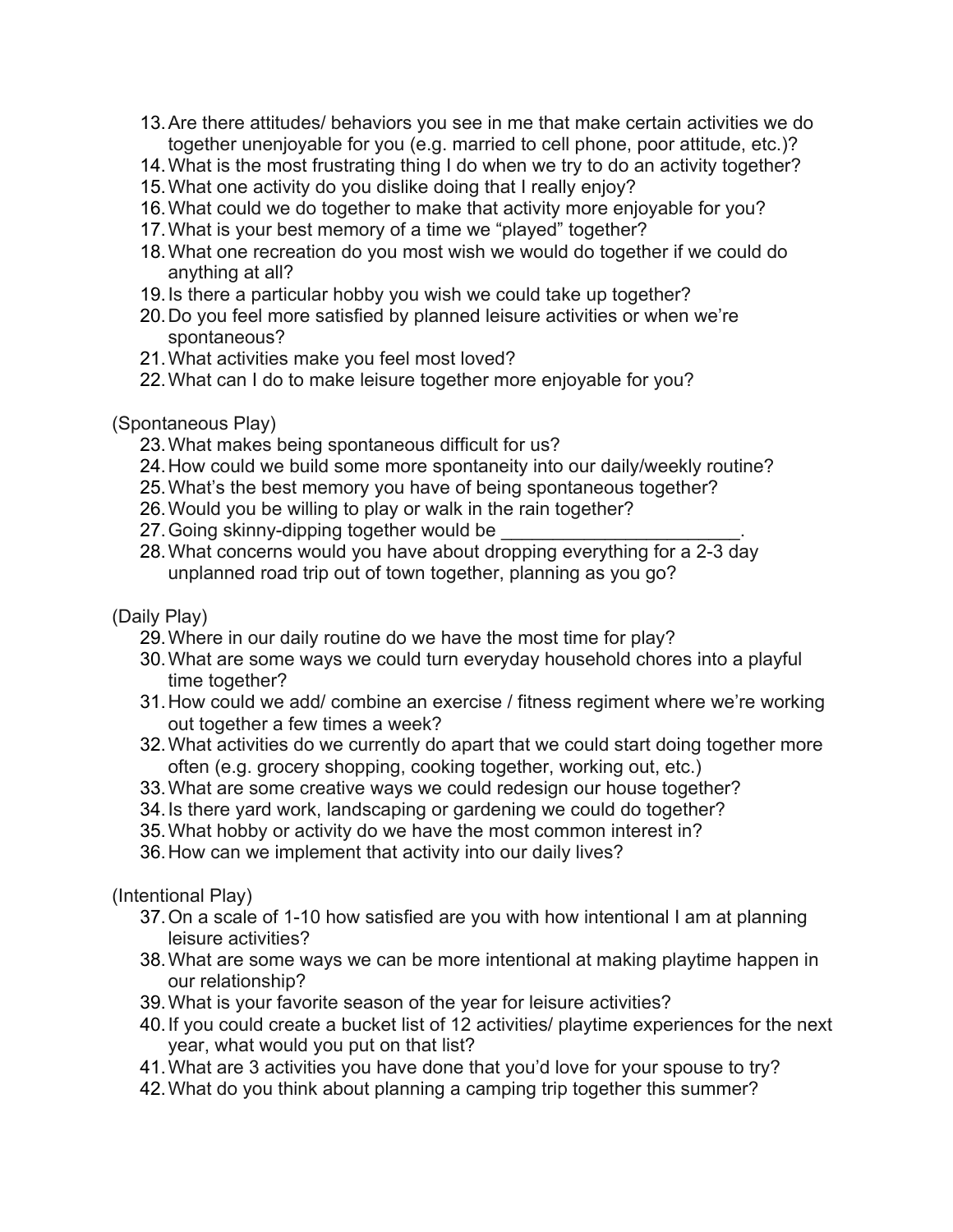13. Are there attitudes/ behaviors you see in me that make certain activities we do together unenjoyable for you (e.g. married to cell phone, poor attitude, etc.)?
14. What is the most frustrating thing I do when we try to do an activity together?
15. What one activity do you dislike doing that I really enjoy?
16. What could we do together to make that activity more enjoyable for you?
17. What is your best memory of a time we “played” together?
18. What one recreation do you most wish we would do together if we could do anything at all?
19. Is there a particular hobby you wish we could take up together?
20. Do you feel more satisfied by planned leisure activities or when we’re spontaneous?
21. What activities make you feel most loved?
22. What can I do to make leisure together more enjoyable for you?

(Spontaneous Play)

23. What makes being spontaneous difficult for us?
24. How could we build some more spontaneity into our daily/weekly routine?
25. What’s the best memory you have of being spontaneous together?
26. Would you be willing to play or walk in the rain together?
27. Going skinny-dipping together would be _______________________.
28. What concerns would you have about dropping everything for a 2-3 day unplanned road trip out of town together, planning as you go?

(Daily Play)

29. Where in our daily routine do we have the most time for play?
30. What are some ways we could turn everyday household chores into a playful time together?
31. How could we add/ combine an exercise / fitness regiment where we’re working out together a few times a week?
32. What activities do we currently do apart that we could start doing together more often (e.g. grocery shopping, cooking together, working out, etc.)
33. What are some creative ways we could redesign our house together?
34. Is there yard work, landscaping or gardening we could do together?
35. What hobby or activity do we have the most common interest in?
36. How can we implement that activity into our daily lives?

(Intentional Play)

37. On a scale of 1-10 how satisfied are you with how intentional I am at planning leisure activities?
38. What are some ways we can be more intentional at making playtime happen in our relationship?
39. What is your favorite season of the year for leisure activities?
40. If you could create a bucket list of 12 activities/ playtime experiences for the next year, what would you put on that list?
41. What are 3 activities you have done that you’d love for your spouse to try?
42. What do you think about planning a camping trip together this summer?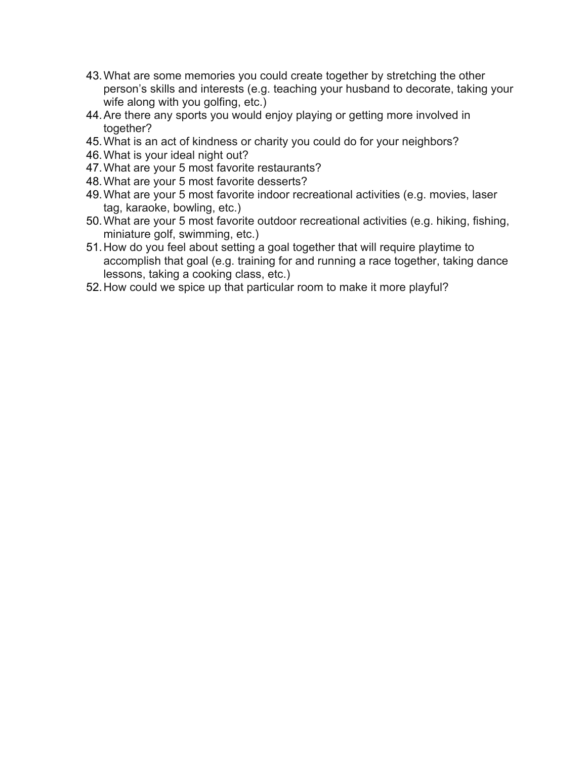43. What are some memories you could create together by stretching the other person's skills and interests (e.g. teaching your husband to decorate, taking your wife along with you golfing, etc.)
44. Are there any sports you would enjoy playing or getting more involved in together?
45. What is an act of kindness or charity you could do for your neighbors?
46. What is your ideal night out?
47. What are your 5 most favorite restaurants?
48. What are your 5 most favorite desserts?
49. What are your 5 most favorite indoor recreational activities (e.g. movies, laser tag, karaoke, bowling, etc.)
50. What are your 5 most favorite outdoor recreational activities (e.g. hiking, fishing, miniature golf, swimming, etc.)
51. How do you feel about setting a goal together that will require playtime to accomplish that goal (e.g. training for and running a race together, taking dance lessons, taking a cooking class, etc.)
52. How could we spice up that particular room to make it more playful?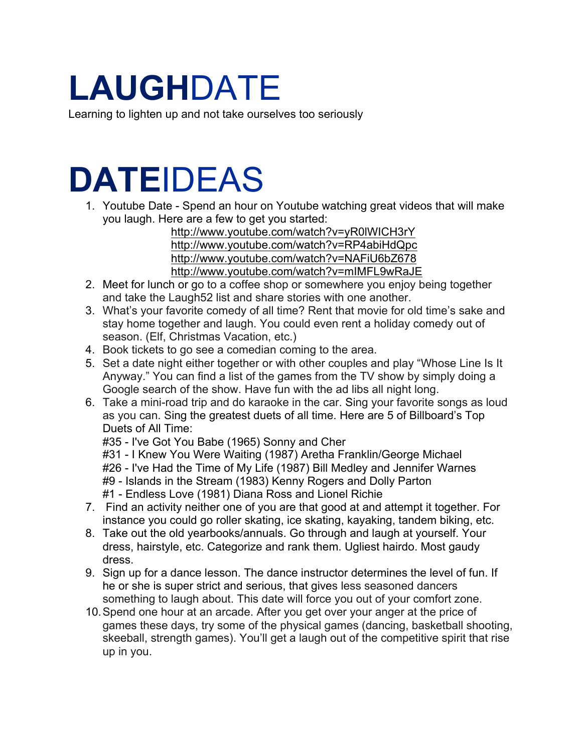# LAUGHDATE

Learning to lighten up and not take ourselves too seriously

# DATEIDEAS

1. Youtube Date - Spend an hour on Youtube watching great videos that will make you laugh. Here are a few to get you started:
   http://www.youtube.com/watch?v=yR0lWICH3rY
   http://www.youtube.com/watch?v=RP4abiHdQpc
   http://www.youtube.com/watch?v=NAFiU6bZ678
   http://www.youtube.com/watch?v=mIMFL9wRaJE
2. Meet for lunch or go to a coffee shop or somewhere you enjoy being together and take the Laugh52 list and share stories with one another.
3. What's your favorite comedy of all time? Rent that movie for old time's sake and stay home together and laugh. You could even rent a holiday comedy out of season. (Elf, Christmas Vacation, etc.)
4. Book tickets to go see a comedian coming to the area.
5. Set a date night either together or with other couples and play "Whose Line Is It Anyway." You can find a list of the games from the TV show by simply doing a Google search of the show. Have fun with the ad libs all night long.
6. Take a mini-road trip and do karaoke in the car. Sing your favorite songs as loud as you can. Sing the greatest duets of all time. Here are 5 of Billboard's Top Duets of All Time:
   #35 - I've Got You Babe (1965) Sonny and Cher
   #31 - I Knew You Were Waiting (1987) Aretha Franklin/George Michael
   #26 - I've Had the Time of My Life (1987) Bill Medley and Jennifer Warnes
   #9 - Islands in the Stream (1983) Kenny Rogers and Dolly Parton
   #1 - Endless Love (1981) Diana Ross and Lionel Richie
7. Find an activity neither one of you are that good at and attempt it together. For instance you could go roller skating, ice skating, kayaking, tandem biking, etc.
8. Take out the old yearbooks/annuals. Go through and laugh at yourself. Your dress, hairstyle, etc. Categorize and rank them. Ugliest hairdo. Most gaudy dress.
9. Sign up for a dance lesson. The dance instructor determines the level of fun. If he or she is super strict and serious, that gives less seasoned dancers something to laugh about. This date will force you out of your comfort zone.
10. Spend one hour at an arcade. After you get over your anger at the price of games these days, try some of the physical games (dancing, basketball shooting, skeeball, strength games). You'll get a laugh out of the competitive spirit that rise up in you.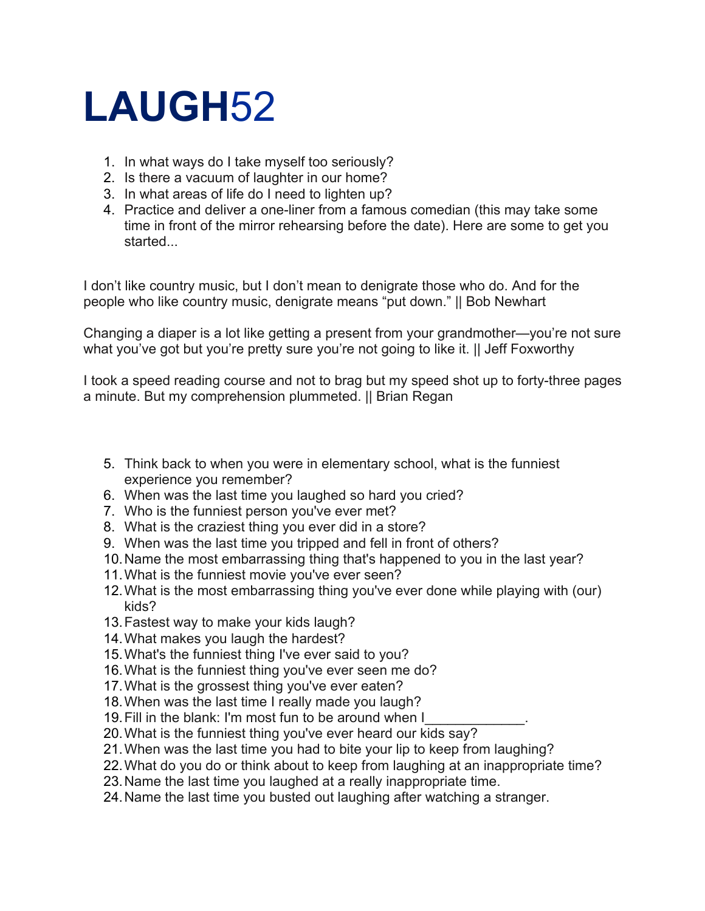# **LAUGH**52

1. In what ways do I take myself too seriously?
2. Is there a vacuum of laughter in our home?
3. In what areas of life do I need to lighten up?
4. Practice and deliver a one-liner from a famous comedian (this may take some time in front of the mirror rehearsing before the date). Here are some to get you started...

I don't like country music, but I don't mean to denigrate those who do. And for the people who like country music, denigrate means "put down." || Bob Newhart

Changing a diaper is a lot like getting a present from your grandmother—you're not sure what you've got but you're pretty sure you're not going to like it. || Jeff Foxworthy

I took a speed reading course and not to brag but my speed shot up to forty-three pages a minute. But my comprehension plummeted. || Brian Regan

5. Think back to when you were in elementary school, what is the funniest experience you remember?
6. When was the last time you laughed so hard you cried?
7. Who is the funniest person you've ever met?
8. What is the craziest thing you ever did in a store?
9. When was the last time you tripped and fell in front of others?
10. Name the most embarrassing thing that's happened to you in the last year?
11. What is the funniest movie you've ever seen?
12. What is the most embarrassing thing you've ever done while playing with (our) kids?
13. Fastest way to make your kids laugh?
14. What makes you laugh the hardest?
15. What's the funniest thing I've ever said to you?
16. What is the funniest thing you've ever seen me do?
17. What is the grossest thing you've ever eaten?
18. When was the last time I really made you laugh?
19. Fill in the blank: I'm most fun to be around when I_____________.
20. What is the funniest thing you've ever heard our kids say?
21. When was the last time you had to bite your lip to keep from laughing?
22. What do you do or think about to keep from laughing at an inappropriate time?
23. Name the last time you laughed at a really inappropriate time.
24. Name the last time you busted out laughing after watching a stranger.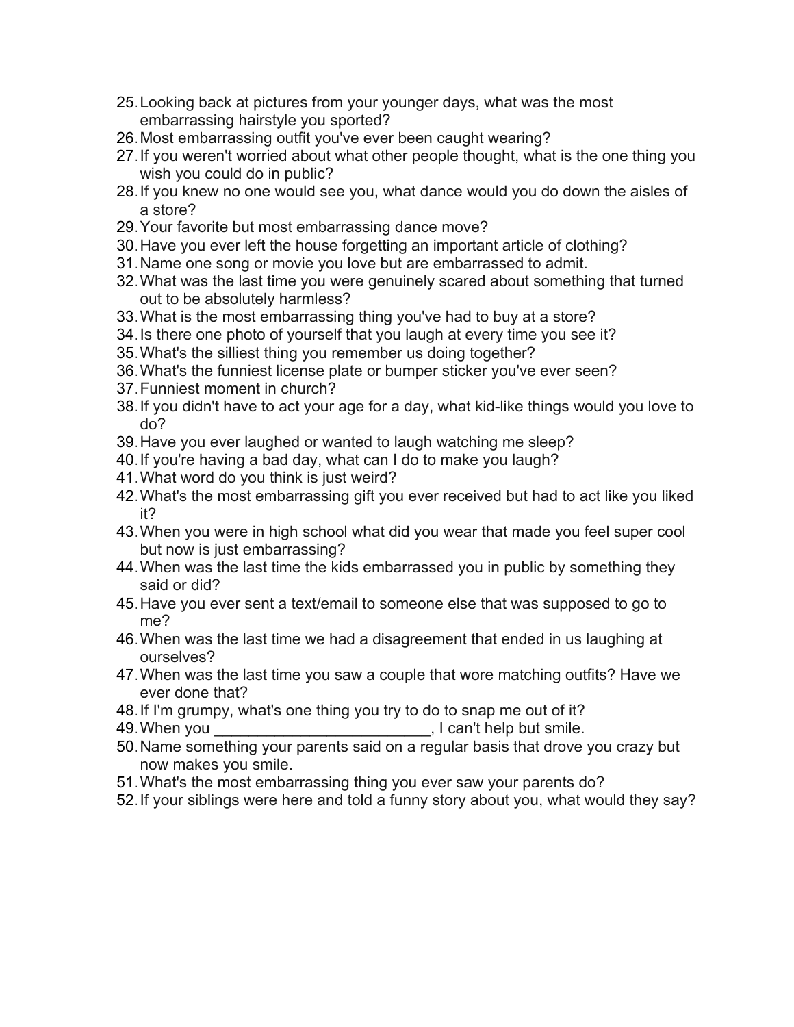25. Looking back at pictures from your younger days, what was the most embarrassing hairstyle you sported?
26. Most embarrassing outfit you've ever been caught wearing?
27. If you weren't worried about what other people thought, what is the one thing you wish you could do in public?
28. If you knew no one would see you, what dance would you do down the aisles of a store?
29. Your favorite but most embarrassing dance move?
30. Have you ever left the house forgetting an important article of clothing?
31. Name one song or movie you love but are embarrassed to admit.
32. What was the last time you were genuinely scared about something that turned out to be absolutely harmless?
33. What is the most embarrassing thing you've had to buy at a store?
34. Is there one photo of yourself that you laugh at every time you see it?
35. What's the silliest thing you remember us doing together?
36. What's the funniest license plate or bumper sticker you've ever seen?
37. Funniest moment in church?
38. If you didn't have to act your age for a day, what kid-like things would you love to do?
39. Have you ever laughed or wanted to laugh watching me sleep?
40. If you're having a bad day, what can I do to make you laugh?
41. What word do you think is just weird?
42. What's the most embarrassing gift you ever received but had to act like you liked it?
43. When you were in high school what did you wear that made you feel super cool but now is just embarrassing?
44. When was the last time the kids embarrassed you in public by something they said or did?
45. Have you ever sent a text/email to someone else that was supposed to go to me?
46. When was the last time we had a disagreement that ended in us laughing at ourselves?
47. When was the last time you saw a couple that wore matching outfits? Have we ever done that?
48. If I'm grumpy, what's one thing you try to do to snap me out of it?
49. When you _________________________, I can't help but smile.
50. Name something your parents said on a regular basis that drove you crazy but now makes you smile.
51. What's the most embarrassing thing you ever saw your parents do?
52. If your siblings were here and told a funny story about you, what would they say?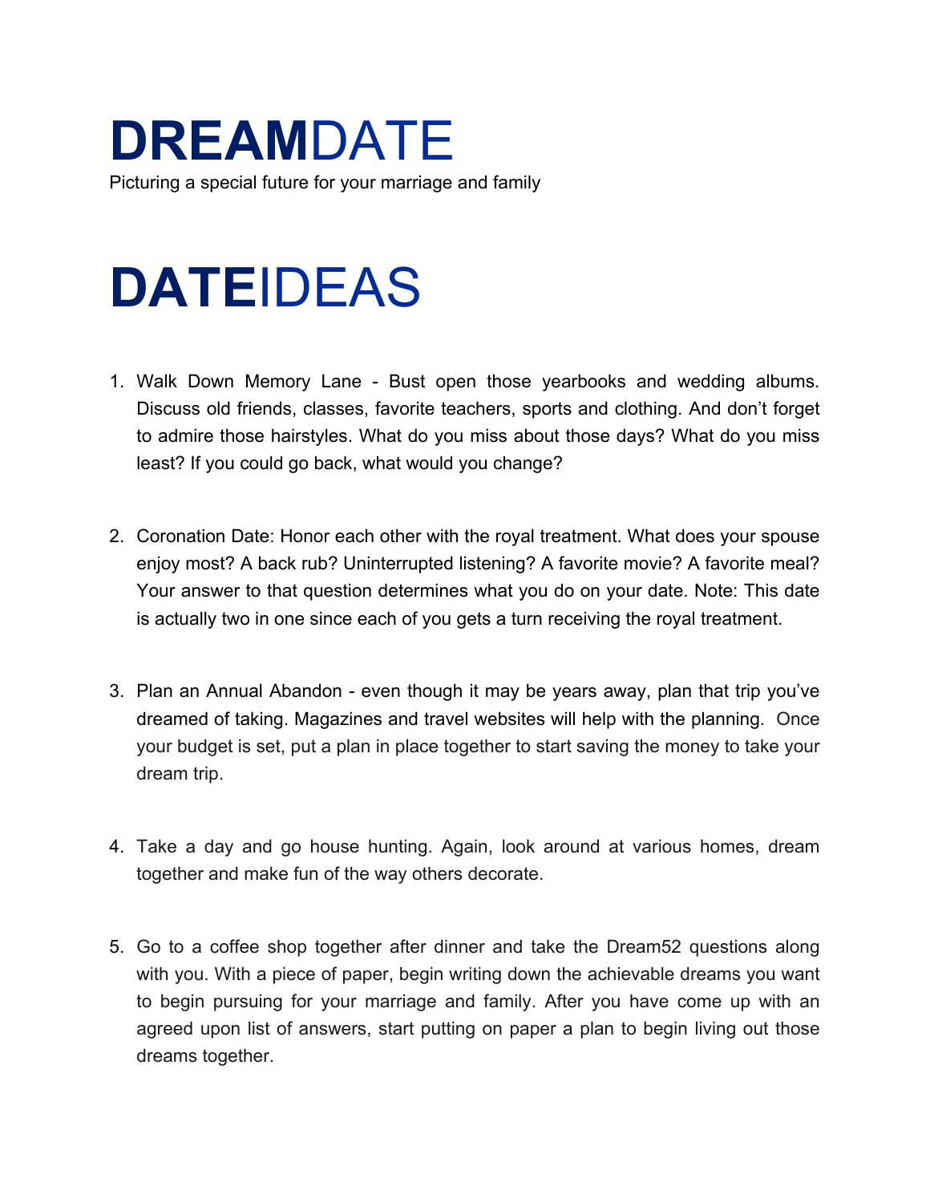# **DREAM**DATE

Picturing a special future for your marriage and family

# **DATE**IDEAS

1. Walk Down Memory Lane - Bust open those yearbooks and wedding albums. Discuss old friends, classes, favorite teachers, sports and clothing. And don't forget to admire those hairstyles. What do you miss about those days? What do you miss least? If you could go back, what would you change?

2. Coronation Date: Honor each other with the royal treatment. What does your spouse enjoy most? A back rub? Uninterrupted listening? A favorite movie? A favorite meal? Your answer to that question determines what you do on your date. Note: This date is actually two in one since each of you gets a turn receiving the royal treatment.

3. Plan an Annual Abandon - even though it may be years away, plan that trip you've dreamed of taking. Magazines and travel websites will help with the planning. Once your budget is set, put a plan in place together to start saving the money to take your dream trip.

4. Take a day and go house hunting. Again, look around at various homes, dream together and make fun of the way others decorate.

5. Go to a coffee shop together after dinner and take the Dream52 questions along with you. With a piece of paper, begin writing down the achievable dreams you want to begin pursuing for your marriage and family. After you have come up with an agreed upon list of answers, start putting on paper a plan to begin living out those dreams together.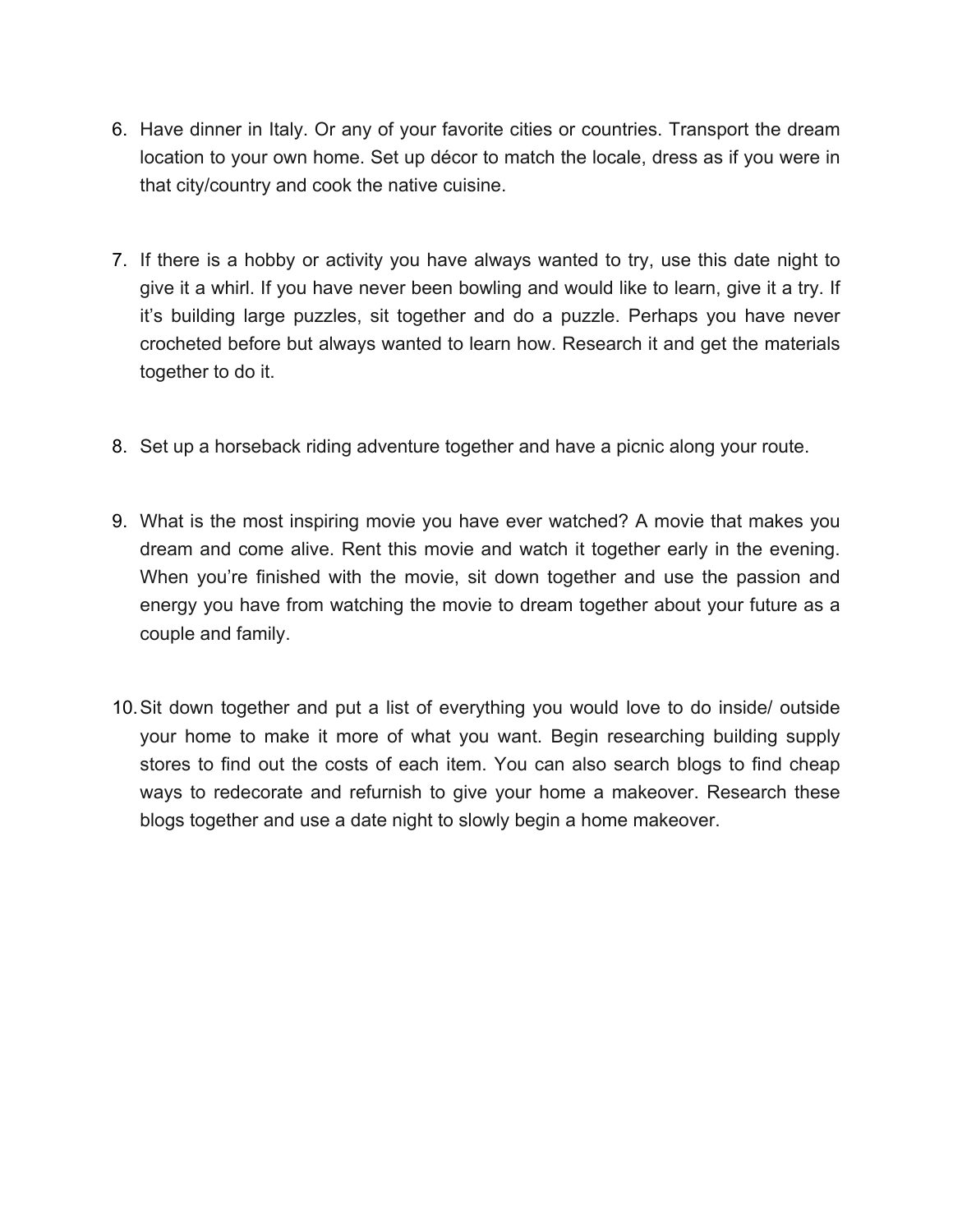6. Have dinner in Italy. Or any of your favorite cities or countries. Transport the dream location to your own home. Set up décor to match the locale, dress as if you were in that city/country and cook the native cuisine.

7. If there is a hobby or activity you have always wanted to try, use this date night to give it a whirl. If you have never been bowling and would like to learn, give it a try. If it's building large puzzles, sit together and do a puzzle. Perhaps you have never crocheted before but always wanted to learn how. Research it and get the materials together to do it.

8. Set up a horseback riding adventure together and have a picnic along your route.

9. What is the most inspiring movie you have ever watched? A movie that makes you dream and come alive. Rent this movie and watch it together early in the evening. When you're finished with the movie, sit down together and use the passion and energy you have from watching the movie to dream together about your future as a couple and family.

10. Sit down together and put a list of everything you would love to do inside/ outside your home to make it more of what you want. Begin researching building supply stores to find out the costs of each item. You can also search blogs to find cheap ways to redecorate and refurnish to give your home a makeover. Research these blogs together and use a date night to slowly begin a home makeover.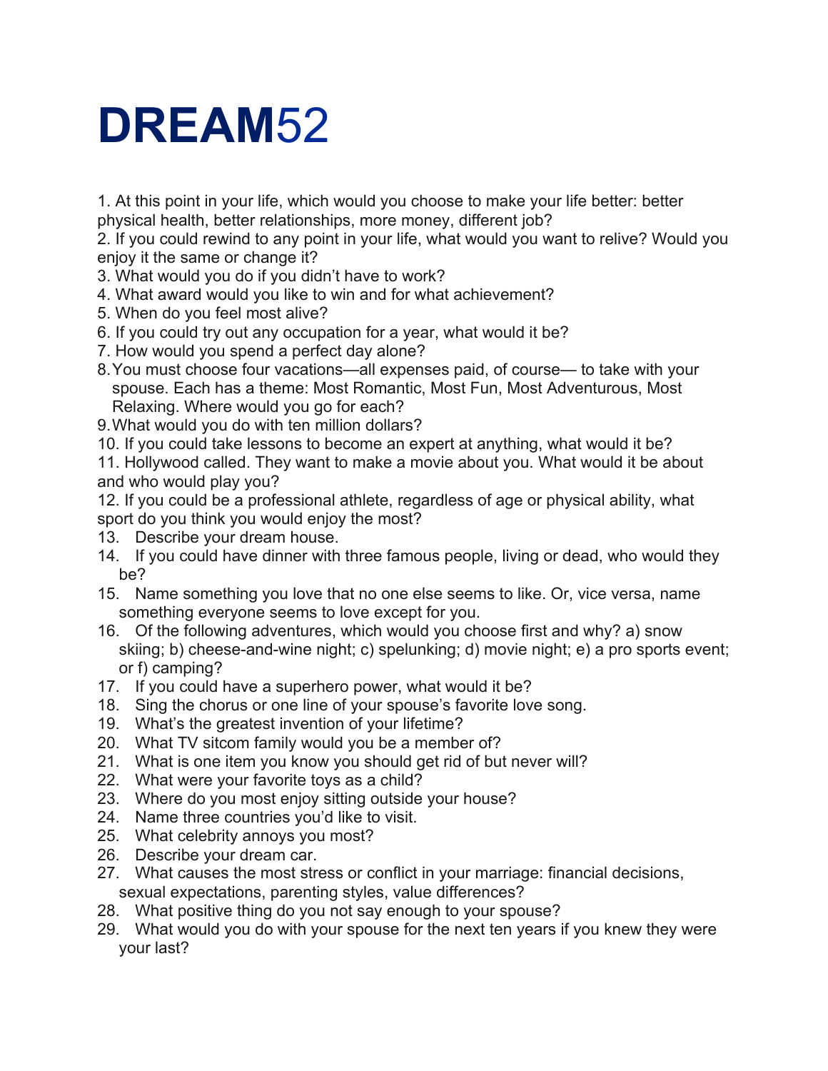# **DREAM**52

1. At this point in your life, which would you choose to make your life better: better physical health, better relationships, more money, different job?
2. If you could rewind to any point in your life, what would you want to relive? Would you enjoy it the same or change it?
3. What would you do if you didn't have to work?
4. What award would you like to win and for what achievement?
5. When do you feel most alive?
6. If you could try out any occupation for a year, what would it be?
7. How would you spend a perfect day alone?
8. You must choose four vacations—all expenses paid, of course— to take with your spouse. Each has a theme: Most Romantic, Most Fun, Most Adventurous, Most Relaxing. Where would you go for each?
9. What would you do with ten million dollars?
10. If you could take lessons to become an expert at anything, what would it be?
11. Hollywood called. They want to make a movie about you. What would it be about and who would play you?
12. If you could be a professional athlete, regardless of age or physical ability, what sport do you think you would enjoy the most?
13. Describe your dream house.
14. If you could have dinner with three famous people, living or dead, who would they be?
15. Name something you love that no one else seems to like. Or, vice versa, name something everyone seems to love except for you.
16. Of the following adventures, which would you choose first and why? a) snow skiing; b) cheese-and-wine night; c) spelunking; d) movie night; e) a pro sports event; or f) camping?
17. If you could have a superhero power, what would it be?
18. Sing the chorus or one line of your spouse's favorite love song.
19. What's the greatest invention of your lifetime?
20. What TV sitcom family would you be a member of?
21. What is one item you know you should get rid of but never will?
22. What were your favorite toys as a child?
23. Where do you most enjoy sitting outside your house?
24. Name three countries you'd like to visit.
25. What celebrity annoys you most?
26. Describe your dream car.
27. What causes the most stress or conflict in your marriage: financial decisions, sexual expectations, parenting styles, value differences?
28. What positive thing do you not say enough to your spouse?
29. What would you do with your spouse for the next ten years if you knew they were your last?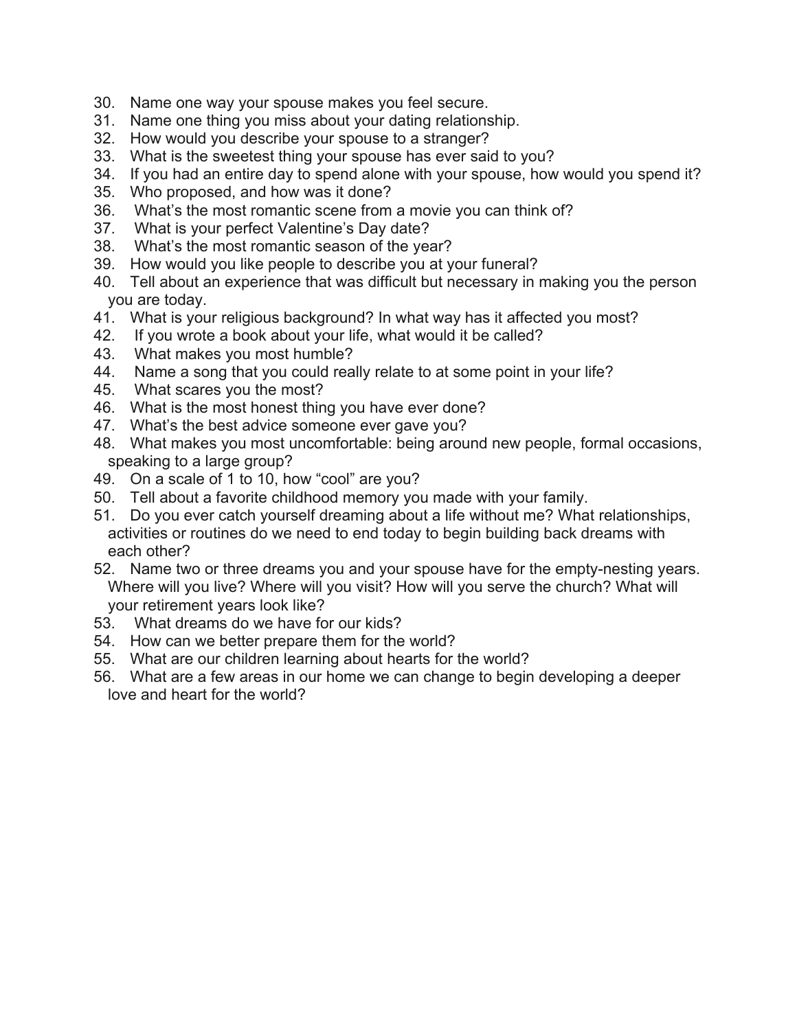30. Name one way your spouse makes you feel secure.
31. Name one thing you miss about your dating relationship.
32. How would you describe your spouse to a stranger?
33. What is the sweetest thing your spouse has ever said to you?
34. If you had an entire day to spend alone with your spouse, how would you spend it?
35. Who proposed, and how was it done?
36. What's the most romantic scene from a movie you can think of?
37. What is your perfect Valentine's Day date?
38. What's the most romantic season of the year?
39. How would you like people to describe you at your funeral?
40. Tell about an experience that was difficult but necessary in making you the person you are today.
41. What is your religious background? In what way has it affected you most?
42. If you wrote a book about your life, what would it be called?
43. What makes you most humble?
44. Name a song that you could really relate to at some point in your life?
45. What scares you the most?
46. What is the most honest thing you have ever done?
47. What's the best advice someone ever gave you?
48. What makes you most uncomfortable: being around new people, formal occasions, speaking to a large group?
49. On a scale of 1 to 10, how "cool" are you?
50. Tell about a favorite childhood memory you made with your family.
51. Do you ever catch yourself dreaming about a life without me? What relationships, activities or routines do we need to end today to begin building back dreams with each other?
52. Name two or three dreams you and your spouse have for the empty-nesting years. Where will you live? Where will you visit? How will you serve the church? What will your retirement years look like?
53. What dreams do we have for our kids?
54. How can we better prepare them for the world?
55. What are our children learning about hearts for the world?
56. What are a few areas in our home we can change to begin developing a deeper love and heart for the world?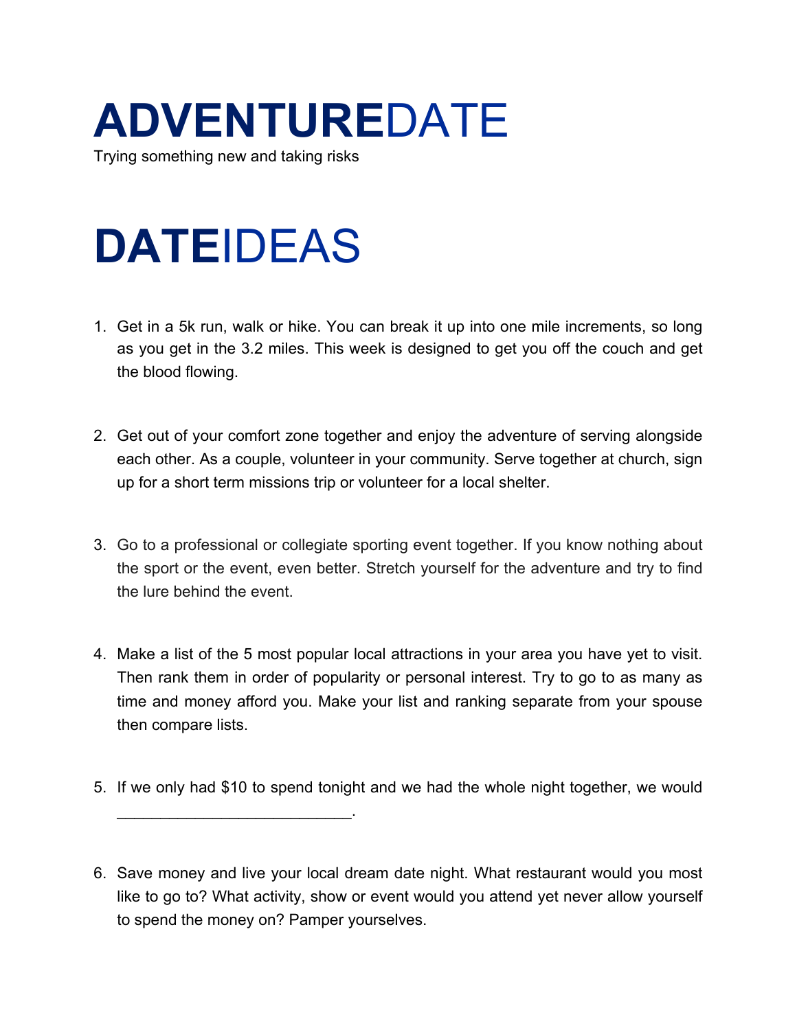# **ADVENTURE**DATE

Trying something new and taking risks

# **DATE**IDEAS

1. Get in a 5k run, walk or hike. You can break it up into one mile increments, so long as you get in the 3.2 miles. This week is designed to get you off the couch and get the blood flowing.

2. Get out of your comfort zone together and enjoy the adventure of serving alongside each other. As a couple, volunteer in your community. Serve together at church, sign up for a short term missions trip or volunteer for a local shelter.

3. Go to a professional or collegiate sporting event together. If you know nothing about the sport or the event, even better. Stretch yourself for the adventure and try to find the lure behind the event.

4. Make a list of the 5 most popular local attractions in your area you have yet to visit. Then rank them in order of popularity or personal interest. Try to go to as many as time and money afford you. Make your list and ranking separate from your spouse then compare lists.

5. If we only had $10 to spend tonight and we had the whole night together, we would ___________________________.

6. Save money and live your local dream date night. What restaurant would you most like to go to? What activity, show or event would you attend yet never allow yourself to spend the money on? Pamper yourselves.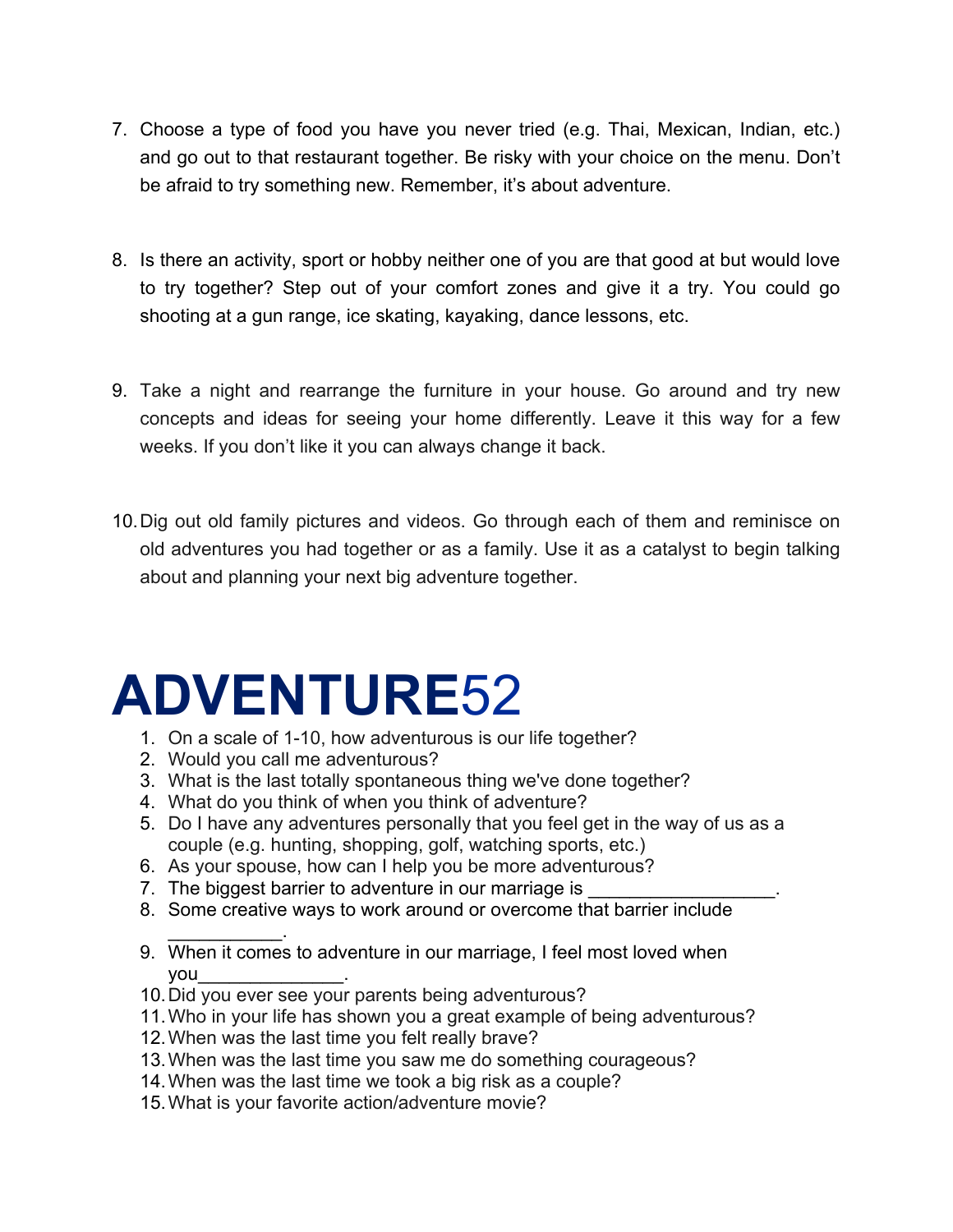7. Choose a type of food you have you never tried (e.g. Thai, Mexican, Indian, etc.) and go out to that restaurant together. Be risky with your choice on the menu. Don't be afraid to try something new. Remember, it's about adventure.

8. Is there an activity, sport or hobby neither one of you are that good at but would love to try together? Step out of your comfort zones and give it a try. You could go shooting at a gun range, ice skating, kayaking, dance lessons, etc.

9. Take a night and rearrange the furniture in your house. Go around and try new concepts and ideas for seeing your home differently. Leave it this way for a few weeks. If you don't like it you can always change it back.

10. Dig out old family pictures and videos. Go through each of them and reminisce on old adventures you had together or as a family. Use it as a catalyst to begin talking about and planning your next big adventure together.

# **ADVENTURE**52

1. On a scale of 1-10, how adventurous is our life together?
2. Would you call me adventurous?
3. What is the last totally spontaneous thing we've done together?
4. What do you think of when you think of adventure?
5. Do I have any adventures personally that you feel get in the way of us as a couple (e.g. hunting, shopping, golf, watching sports, etc.)
6. As your spouse, how can I help you be more adventurous?
7. The biggest barrier to adventure in our marriage is _________________.
8. Some creative ways to work around or overcome that barrier include ___________.
9. When it comes to adventure in our marriage, I feel most loved when you______________.
10. Did you ever see your parents being adventurous?
11. Who in your life has shown you a great example of being adventurous?
12. When was the last time you felt really brave?
13. When was the last time you saw me do something courageous?
14. When was the last time we took a big risk as a couple?
15. What is your favorite action/adventure movie?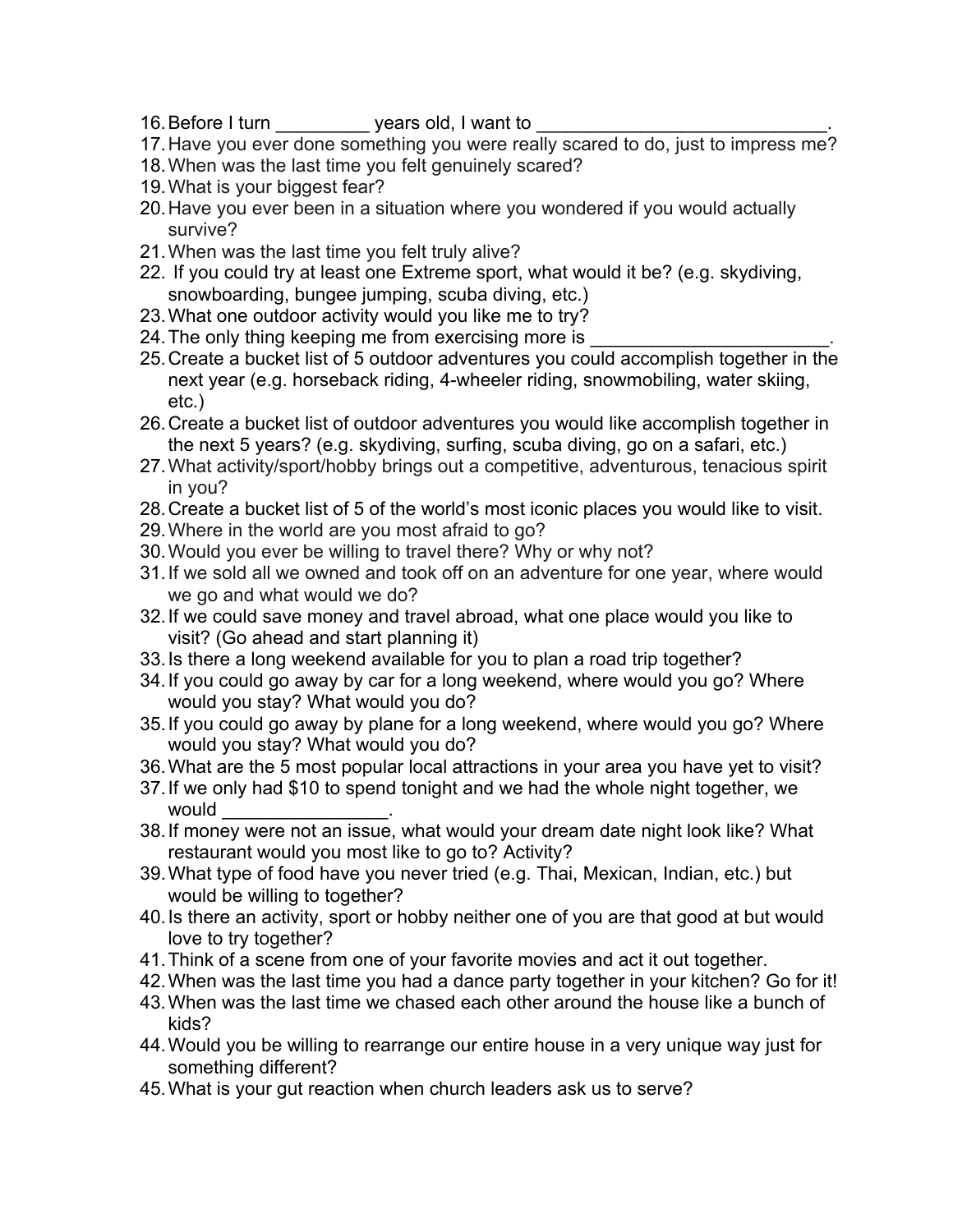16. Before I turn _________ years old, I want to ____________________________.
17. Have you ever done something you were really scared to do, just to impress me?
18. When was the last time you felt genuinely scared?
19. What is your biggest fear?
20. Have you ever been in a situation where you wondered if you would actually survive?
21. When was the last time you felt truly alive?
22. If you could try at least one Extreme sport, what would it be? (e.g. skydiving, snowboarding, bungee jumping, scuba diving, etc.)
23. What one outdoor activity would you like me to try?
24. The only thing keeping me from exercising more is _______________________.
25. Create a bucket list of 5 outdoor adventures you could accomplish together in the next year (e.g. horseback riding, 4-wheeler riding, snowmobiling, water skiing, etc.)
26. Create a bucket list of outdoor adventures you would like accomplish together in the next 5 years? (e.g. skydiving, surfing, scuba diving, go on a safari, etc.)
27. What activity/sport/hobby brings out a competitive, adventurous, tenacious spirit in you?
28. Create a bucket list of 5 of the world's most iconic places you would like to visit.
29. Where in the world are you most afraid to go?
30. Would you ever be willing to travel there? Why or why not?
31. If we sold all we owned and took off on an adventure for one year, where would we go and what would we do?
32. If we could save money and travel abroad, what one place would you like to visit? (Go ahead and start planning it)
33. Is there a long weekend available for you to plan a road trip together?
34. If you could go away by car for a long weekend, where would you go? Where would you stay? What would you do?
35. If you could go away by plane for a long weekend, where would you go? Where would you stay? What would you do?
36. What are the 5 most popular local attractions in your area you have yet to visit?
37. If we only had $10 to spend tonight and we had the whole night together, we would ________________.
38. If money were not an issue, what would your dream date night look like? What restaurant would you most like to go to? Activity?
39. What type of food have you never tried (e.g. Thai, Mexican, Indian, etc.) but would be willing to together?
40. Is there an activity, sport or hobby neither one of you are that good at but would love to try together?
41. Think of a scene from one of your favorite movies and act it out together.
42. When was the last time you had a dance party together in your kitchen? Go for it!
43. When was the last time we chased each other around the house like a bunch of kids?
44. Would you be willing to rearrange our entire house in a very unique way just for something different?
45. What is your gut reaction when church leaders ask us to serve?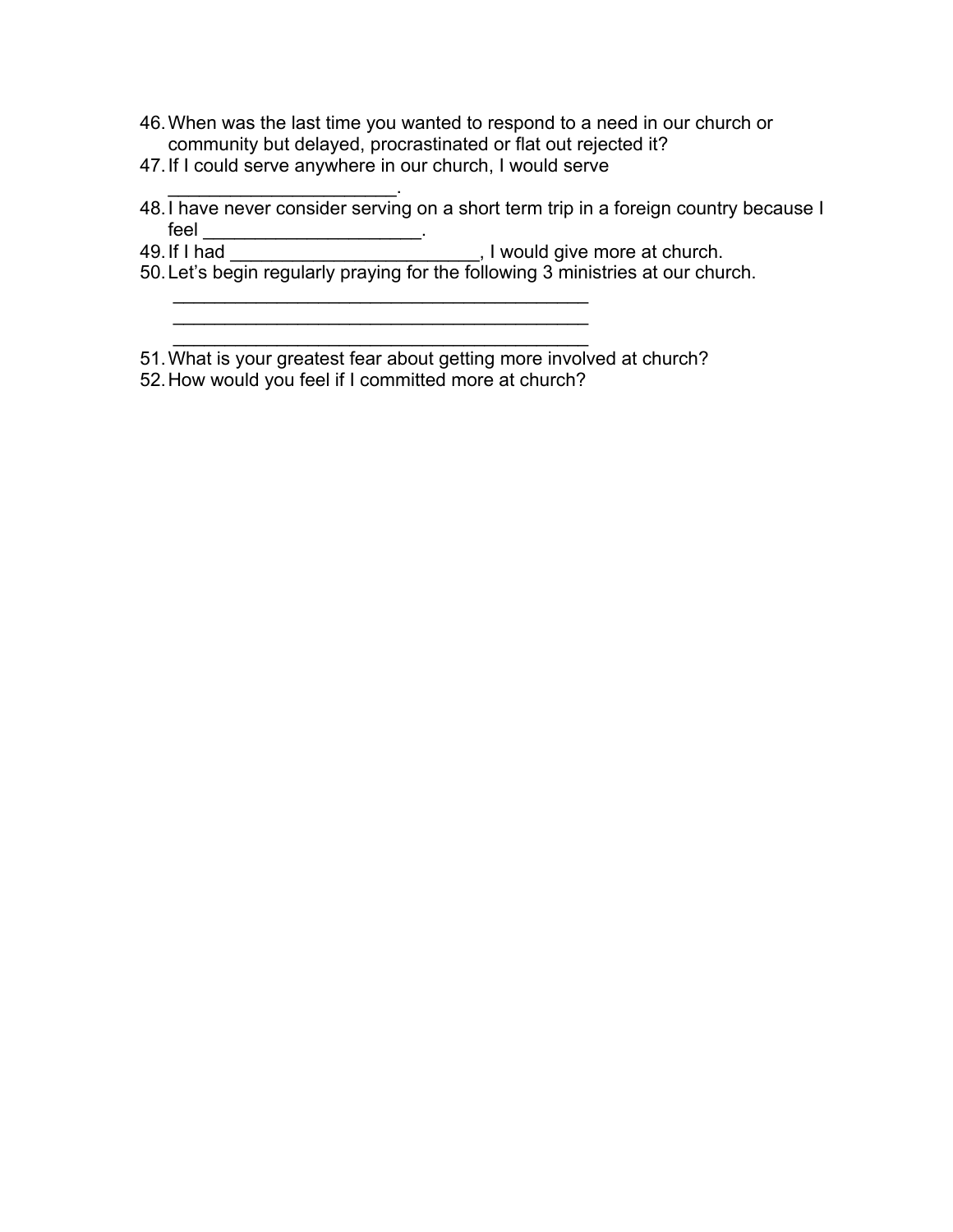46. When was the last time you wanted to respond to a need in our church or community but delayed, procrastinated or flat out rejected it?
47. If I could serve anywhere in our church, I would serve ______________________.
48. I have never consider serving on a short term trip in a foreign country because I feel _____________________.
49. If I had ________________________, I would give more at church.
50. Let's begin regularly praying for the following 3 ministries at our church.
    ________________________________________
    ________________________________________
    ________________________________________
51. What is your greatest fear about getting more involved at church?
52. How would you feel if I committed more at church?